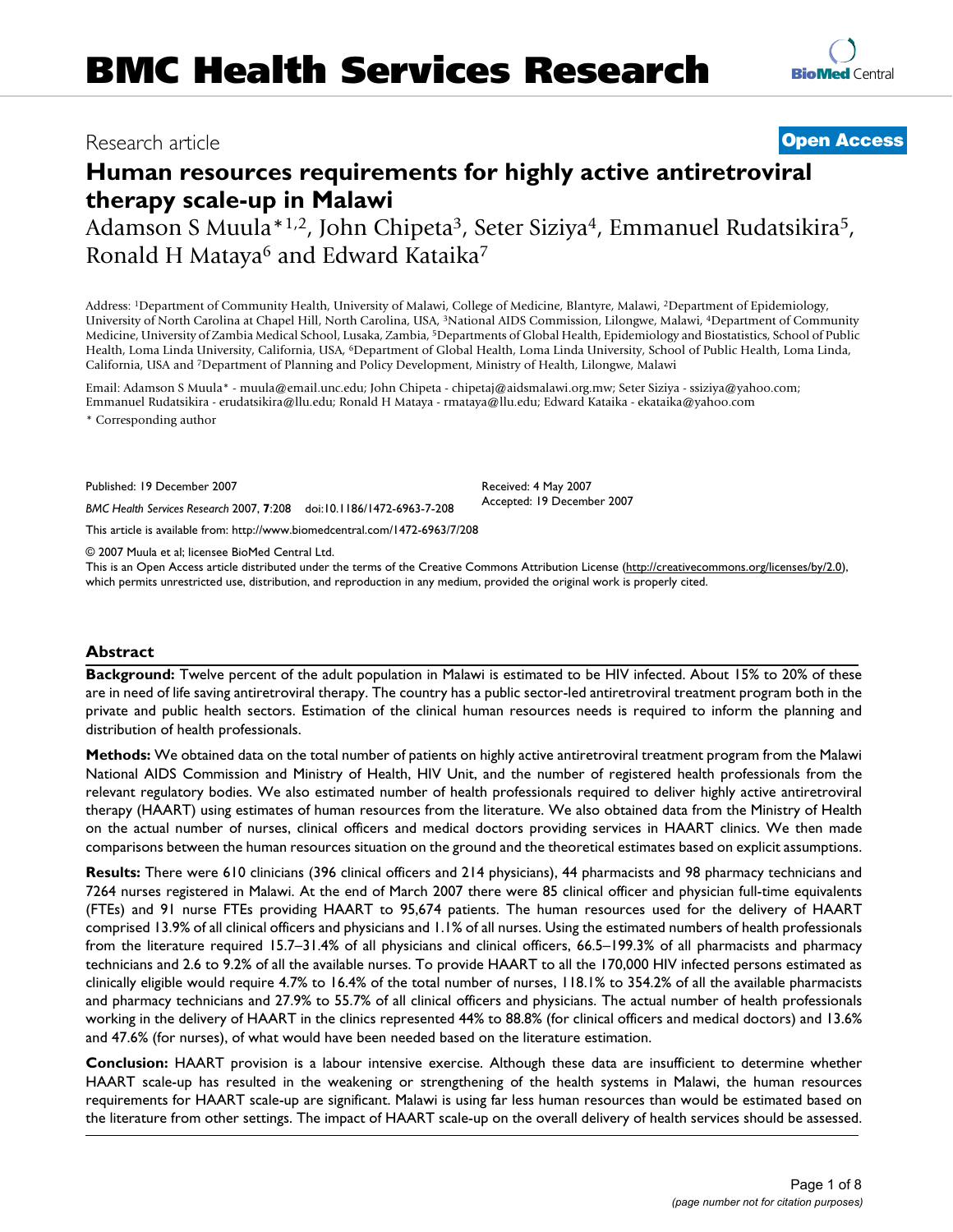BMC Health Services Research

Research article

**Open Access**

# Human resources requirements for highly active antiretroviral therapy scale-up in Malawi

Adamson S Muula*[1,2], John Chipeta[3], Seter Siziya[4], Emmanuel Rudatsikira[5], Ronald H Mataya[6] and Edward Kataika[7]

Address: [1]Department of Community Health, University of Malawi, College of Medicine, Blantyre, Malawi, [2]Department of Epidemiology, University of North Carolina at Chapel Hill, North Carolina, USA, [3]National AIDS Commission, Lilongwe, Malawi, [4]Department of Community Medicine, University of Zambia Medical School, Lusaka, Zambia, [5]Departments of Global Health, Epidemiology and Biostatistics, School of Public Health, Loma Linda University, California, USA, [6]Department of Global Health, Loma Linda University, School of Public Health, Loma Linda, California, USA and [7]Department of Planning and Policy Development, Ministry of Health, Lilongwe, Malawi

Email: Adamson S Muula* - muula@email.unc.edu; John Chipeta - chipetaj@aidsmalawi.org.mw; Seter Siziya - ssiziya@yahoo.com; Emmanuel Rudatsikira - erudatsikira@llu.edu; Ronald H Mataya - rmataya@llu.edu; Edward Kataika - ekataika@yahoo.com

* Corresponding author

Published: 19 December 2007

*BMC Health Services Research* 2007, **7**:208 doi:10.1186/1472-6963-7-208

Received: 4 May 2007
Accepted: 19 December 2007

This article is available from: http://www.biomedcentral.com/1472-6963/7/208

© 2007 Muula et al; licensee BioMed Central Ltd.
This is an Open Access article distributed under the terms of the Creative Commons Attribution License (http://creativecommons.org/licenses/by/2.0), which permits unrestricted use, distribution, and reproduction in any medium, provided the original work is properly cited.

## Abstract

**Background:** Twelve percent of the adult population in Malawi is estimated to be HIV infected. About 15% to 20% of these are in need of life saving antiretroviral therapy. The country has a public sector-led antiretroviral treatment program both in the private and public health sectors. Estimation of the clinical human resources needs is required to inform the planning and distribution of health professionals.

**Methods:** We obtained data on the total number of patients on highly active antiretroviral treatment program from the Malawi National AIDS Commission and Ministry of Health, HIV Unit, and the number of registered health professionals from the relevant regulatory bodies. We also estimated number of health professionals required to deliver highly active antiretroviral therapy (HAART) using estimates of human resources from the literature. We also obtained data from the Ministry of Health on the actual number of nurses, clinical officers and medical doctors providing services in HAART clinics. We then made comparisons between the human resources situation on the ground and the theoretical estimates based on explicit assumptions.

**Results:** There were 610 clinicians (396 clinical officers and 214 physicians), 44 pharmacists and 98 pharmacy technicians and 7264 nurses registered in Malawi. At the end of March 2007 there were 85 clinical officer and physician full-time equivalents (FTEs) and 91 nurse FTEs providing HAART to 95,674 patients. The human resources used for the delivery of HAART comprised 13.9% of all clinical officers and physicians and 1.1% of all nurses. Using the estimated numbers of health professionals from the literature required 15.7–31.4% of all physicians and clinical officers, 66.5–199.3% of all pharmacists and pharmacy technicians and 2.6 to 9.2% of all the available nurses. To provide HAART to all the 170,000 HIV infected persons estimated as clinically eligible would require 4.7% to 16.4% of the total number of nurses, 118.1% to 354.2% of all the available pharmacists and pharmacy technicians and 27.9% to 55.7% of all clinical officers and physicians. The actual number of health professionals working in the delivery of HAART in the clinics represented 44% to 88.8% (for clinical officers and medical doctors) and 13.6% and 47.6% (for nurses), of what would have been needed based on the literature estimation.

**Conclusion:** HAART provision is a labour intensive exercise. Although these data are insufficient to determine whether HAART scale-up has resulted in the weakening or strengthening of the health systems in Malawi, the human resources requirements for HAART scale-up are significant. Malawi is using far less human resources than would be estimated based on the literature from other settings. The impact of HAART scale-up on the overall delivery of health services should be assessed.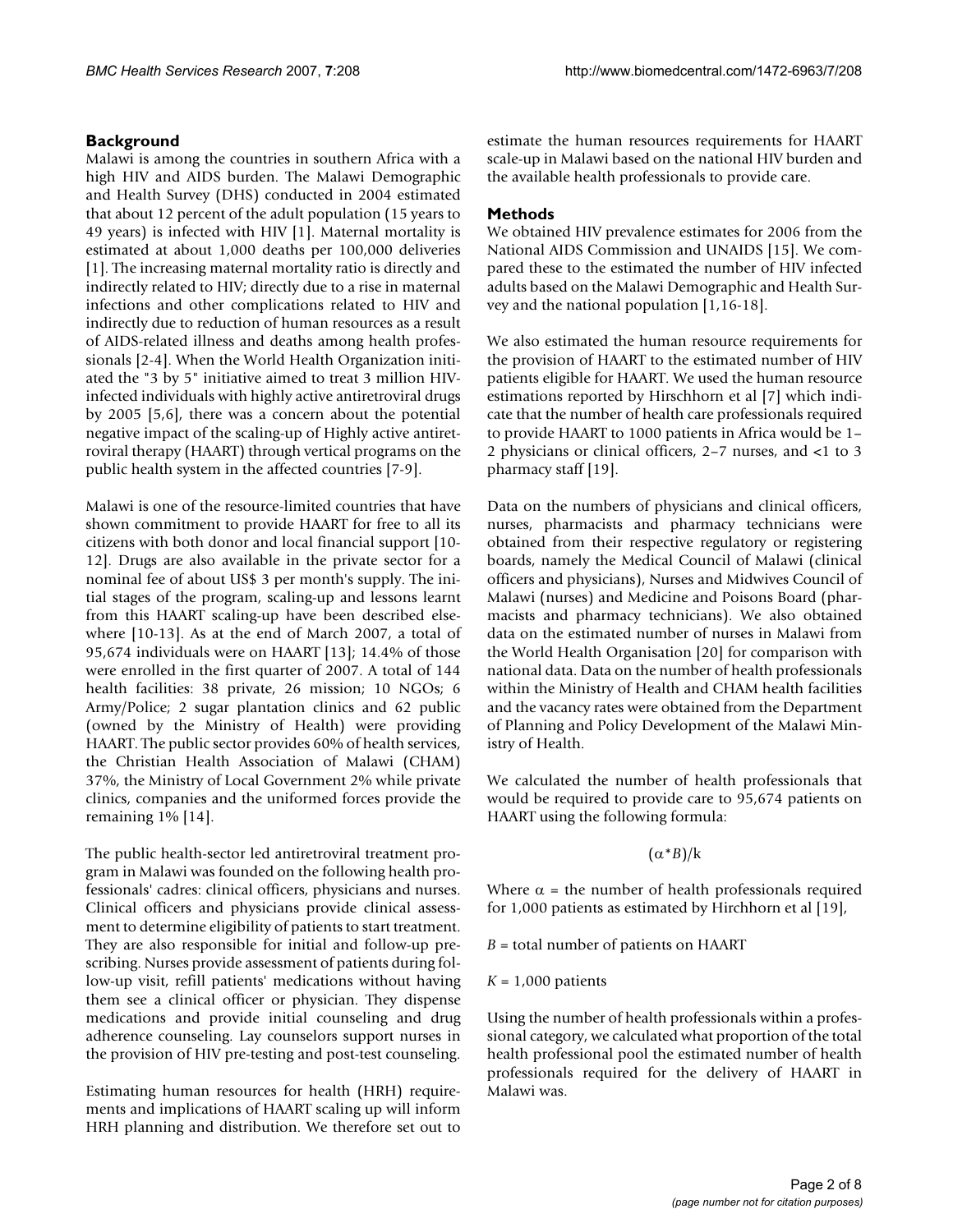## Background

Malawi is among the countries in southern Africa with a high HIV and AIDS burden. The Malawi Demographic and Health Survey (DHS) conducted in 2004 estimated that about 12 percent of the adult population (15 years to 49 years) is infected with HIV [1]. Maternal mortality is estimated at about 1,000 deaths per 100,000 deliveries [1]. The increasing maternal mortality ratio is directly and indirectly related to HIV; directly due to a rise in maternal infections and other complications related to HIV and indirectly due to reduction of human resources as a result of AIDS-related illness and deaths among health professionals [2-4]. When the World Health Organization initiated the "3 by 5" initiative aimed to treat 3 million HIV-infected individuals with highly active antiretroviral drugs by 2005 [5,6], there was a concern about the potential negative impact of the scaling-up of Highly active antiretroviral therapy (HAART) through vertical programs on the public health system in the affected countries [7-9].

Malawi is one of the resource-limited countries that have shown commitment to provide HAART for free to all its citizens with both donor and local financial support [10-12]. Drugs are also available in the private sector for a nominal fee of about US$ 3 per month's supply. The initial stages of the program, scaling-up and lessons learnt from this HAART scaling-up have been described elsewhere [10-13]. As at the end of March 2007, a total of 95,674 individuals were on HAART [13]; 14.4% of those were enrolled in the first quarter of 2007. A total of 144 health facilities: 38 private, 26 mission; 10 NGOs; 6 Army/Police; 2 sugar plantation clinics and 62 public (owned by the Ministry of Health) were providing HAART. The public sector provides 60% of health services, the Christian Health Association of Malawi (CHAM) 37%, the Ministry of Local Government 2% while private clinics, companies and the uniformed forces provide the remaining 1% [14].

The public health-sector led antiretroviral treatment program in Malawi was founded on the following health professionals' cadres: clinical officers, physicians and nurses. Clinical officers and physicians provide clinical assessment to determine eligibility of patients to start treatment. They are also responsible for initial and follow-up prescribing. Nurses provide assessment of patients during follow-up visit, refill patients' medications without having them see a clinical officer or physician. They dispense medications and provide initial counseling and drug adherence counseling. Lay counselors support nurses in the provision of HIV pre-testing and post-test counseling.

Estimating human resources for health (HRH) requirements and implications of HAART scaling up will inform HRH planning and distribution. We therefore set out to estimate the human resources requirements for HAART scale-up in Malawi based on the national HIV burden and the available health professionals to provide care.

## Methods

We obtained HIV prevalence estimates for 2006 from the National AIDS Commission and UNAIDS [15]. We compared these to the estimated the number of HIV infected adults based on the Malawi Demographic and Health Survey and the national population [1,16-18].

We also estimated the human resource requirements for the provision of HAART to the estimated number of HIV patients eligible for HAART. We used the human resource estimations reported by Hirschhorn et al [7] which indicate that the number of health care professionals required to provide HAART to 1000 patients in Africa would be 1–2 physicians or clinical officers, 2–7 nurses, and <1 to 3 pharmacy staff [19].

Data on the numbers of physicians and clinical officers, nurses, pharmacists and pharmacy technicians were obtained from their respective regulatory or registering boards, namely the Medical Council of Malawi (clinical officers and physicians), Nurses and Midwives Council of Malawi (nurses) and Medicine and Poisons Board (pharmacists and pharmacy technicians). We also obtained data on the estimated number of nurses in Malawi from the World Health Organisation [20] for comparison with national data. Data on the number of health professionals within the Ministry of Health and CHAM health facilities and the vacancy rates were obtained from the Department of Planning and Policy Development of the Malawi Ministry of Health.

We calculated the number of health professionals that would be required to provide care to 95,674 patients on HAART using the following formula:

$$(\alpha * B)/k$$

Where $\alpha$ = the number of health professionals required for 1,000 patients as estimated by Hirchhorn et al [19],

$B$ = total number of patients on HAART

$K$ = 1,000 patients

Using the number of health professionals within a professional category, we calculated what proportion of the total health professional pool the estimated number of health professionals required for the delivery of HAART in Malawi was.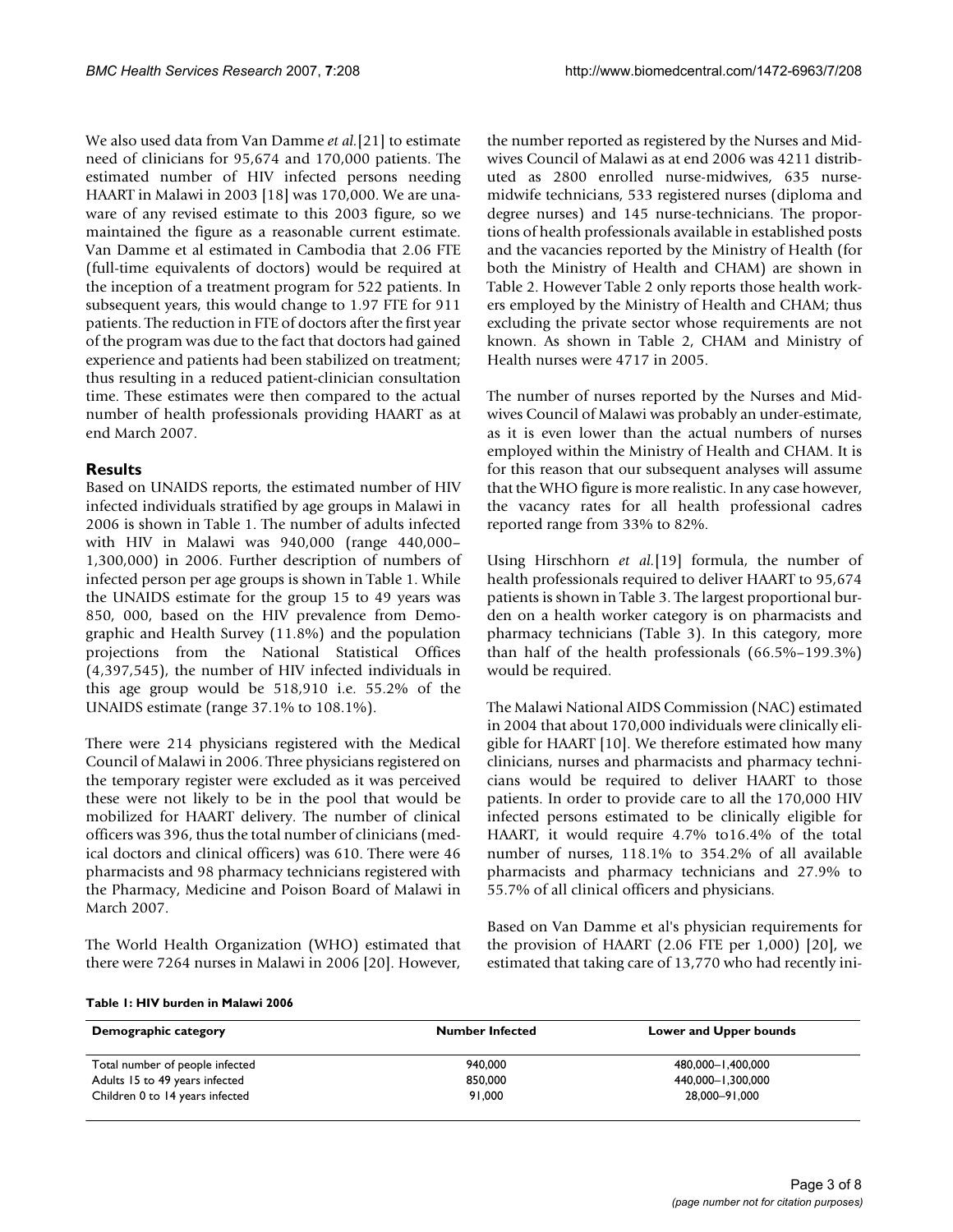We also used data from Van Damme *et al.*[21] to estimate need of clinicians for 95,674 and 170,000 patients. The estimated number of HIV infected persons needing HAART in Malawi in 2003 [18] was 170,000. We are unaware of any revised estimate to this 2003 figure, so we maintained the figure as a reasonable current estimate. Van Damme et al estimated in Cambodia that 2.06 FTE (full-time equivalents of doctors) would be required at the inception of a treatment program for 522 patients. In subsequent years, this would change to 1.97 FTE for 911 patients. The reduction in FTE of doctors after the first year of the program was due to the fact that doctors had gained experience and patients had been stabilized on treatment; thus resulting in a reduced patient-clinician consultation time. These estimates were then compared to the actual number of health professionals providing HAART as at end March 2007.

## Results

Based on UNAIDS reports, the estimated number of HIV infected individuals stratified by age groups in Malawi in 2006 is shown in Table 1. The number of adults infected with HIV in Malawi was 940,000 (range 440,000–1,300,000) in 2006. Further description of numbers of infected person per age groups is shown in Table 1. While the UNAIDS estimate for the group 15 to 49 years was 850, 000, based on the HIV prevalence from Demographic and Health Survey (11.8%) and the population projections from the National Statistical Offices (4,397,545), the number of HIV infected individuals in this age group would be 518,910 i.e. 55.2% of the UNAIDS estimate (range 37.1% to 108.1%).

There were 214 physicians registered with the Medical Council of Malawi in 2006. Three physicians registered on the temporary register were excluded as it was perceived these were not likely to be in the pool that would be mobilized for HAART delivery. The number of clinical officers was 396, thus the total number of clinicians (medical doctors and clinical officers) was 610. There were 46 pharmacists and 98 pharmacy technicians registered with the Pharmacy, Medicine and Poison Board of Malawi in March 2007.

The World Health Organization (WHO) estimated that there were 7264 nurses in Malawi in 2006 [20]. However, the number reported as registered by the Nurses and Midwives Council of Malawi as at end 2006 was 4211 distributed as 2800 enrolled nurse-midwives, 635 nurse-midwife technicians, 533 registered nurses (diploma and degree nurses) and 145 nurse-technicians. The proportions of health professionals available in established posts and the vacancies reported by the Ministry of Health (for both the Ministry of Health and CHAM) are shown in Table 2. However Table 2 only reports those health workers employed by the Ministry of Health and CHAM; thus excluding the private sector whose requirements are not known. As shown in Table 2, CHAM and Ministry of Health nurses were 4717 in 2005.

The number of nurses reported by the Nurses and Midwives Council of Malawi was probably an under-estimate, as it is even lower than the actual numbers of nurses employed within the Ministry of Health and CHAM. It is for this reason that our subsequent analyses will assume that the WHO figure is more realistic. In any case however, the vacancy rates for all health professional cadres reported range from 33% to 82%.

Using Hirschhorn *et al.*[19] formula, the number of health professionals required to deliver HAART to 95,674 patients is shown in Table 3. The largest proportional burden on a health worker category is on pharmacists and pharmacy technicians (Table 3). In this category, more than half of the health professionals (66.5%–199.3%) would be required.

The Malawi National AIDS Commission (NAC) estimated in 2004 that about 170,000 individuals were clinically eligible for HAART [10]. We therefore estimated how many clinicians, nurses and pharmacists and pharmacy technicians would be required to deliver HAART to those patients. In order to provide care to all the 170,000 HIV infected persons estimated to be clinically eligible for HAART, it would require 4.7% to16.4% of the total number of nurses, 118.1% to 354.2% of all available pharmacists and pharmacy technicians and 27.9% to 55.7% of all clinical officers and physicians.

Based on Van Damme et al's physician requirements for the provision of HAART (2.06 FTE per 1,000) [20], we estimated that taking care of 13,770 who had recently ini-

**Table 1: HIV burden in Malawi 2006**

| Demographic category | Number Infected | Lower and Upper bounds |
|---|---|---|
| Total number of people infected | 940,000 | 480,000–1,400,000 |
| Adults 15 to 49 years infected | 850,000 | 440,000–1,300,000 |
| Children 0 to 14 years infected | 91,000 | 28,000–91,000 |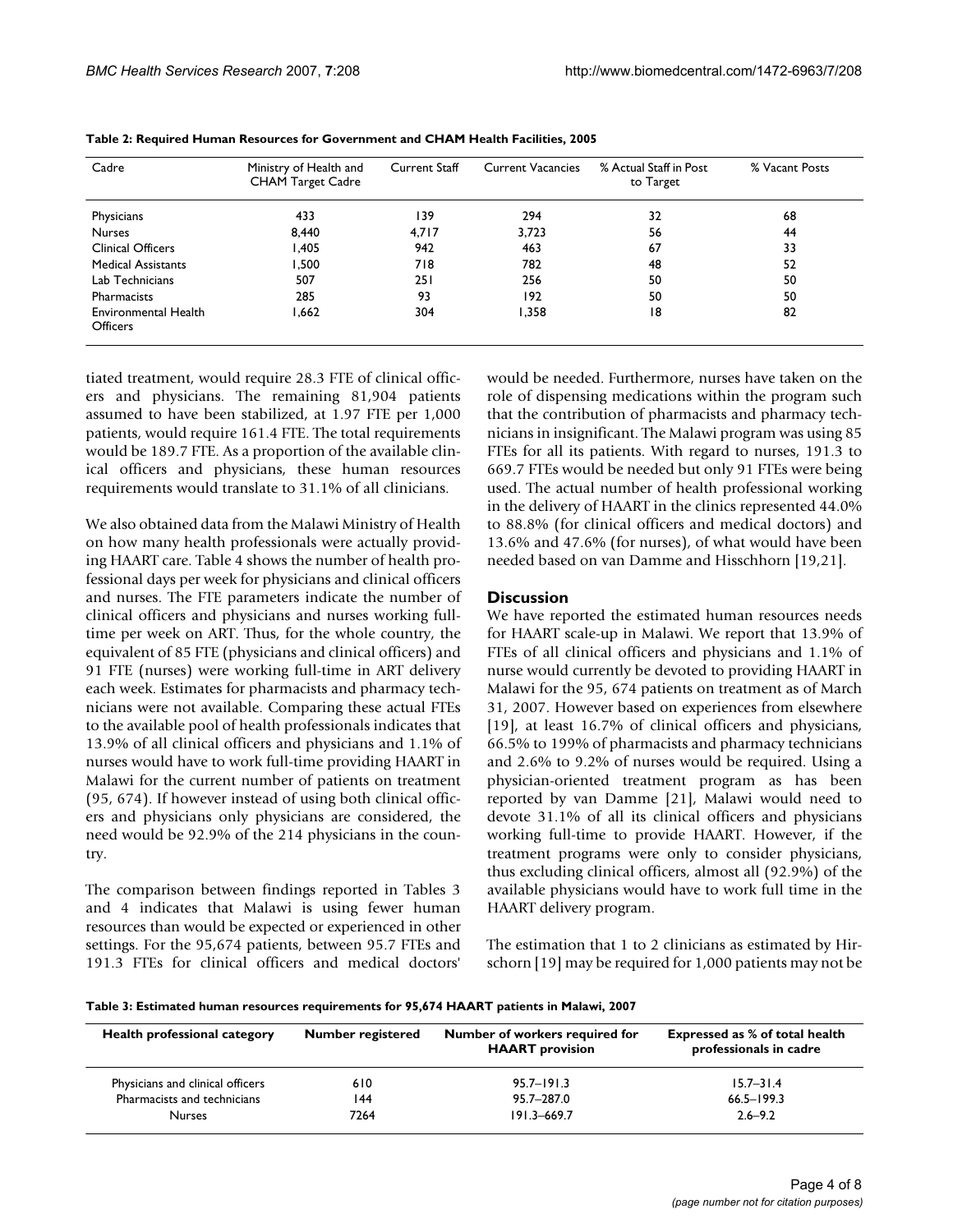**Table 2: Required Human Resources for Government and CHAM Health Facilities, 2005**

| Cadre | Ministry of Health and CHAM Target Cadre | Current Staff | Current Vacancies | % Actual Staff in Post to Target | % Vacant Posts |
|---|---|---|---|---|---|
| Physicians | 433 | 139 | 294 | 32 | 68 |
| Nurses | 8,440 | 4,717 | 3,723 | 56 | 44 |
| Clinical Officers | 1,405 | 942 | 463 | 67 | 33 |
| Medical Assistants | 1,500 | 718 | 782 | 48 | 52 |
| Lab Technicians | 507 | 251 | 256 | 50 | 50 |
| Pharmacists | 285 | 93 | 192 | 50 | 50 |
| Environmental Health Officers | 1,662 | 304 | 1,358 | 18 | 82 |

tiated treatment, would require 28.3 FTE of clinical officers and physicians. The remaining 81,904 patients assumed to have been stabilized, at 1.97 FTE per 1,000 patients, would require 161.4 FTE. The total requirements would be 189.7 FTE. As a proportion of the available clinical officers and physicians, these human resources requirements would translate to 31.1% of all clinicians.

We also obtained data from the Malawi Ministry of Health on how many health professionals were actually providing HAART care. Table 4 shows the number of health professional days per week for physicians and clinical officers and nurses. The FTE parameters indicate the number of clinical officers and physicians and nurses working full-time per week on ART. Thus, for the whole country, the equivalent of 85 FTE (physicians and clinical officers) and 91 FTE (nurses) were working full-time in ART delivery each week. Estimates for pharmacists and pharmacy technicians were not available. Comparing these actual FTEs to the available pool of health professionals indicates that 13.9% of all clinical officers and physicians and 1.1% of nurses would have to work full-time providing HAART in Malawi for the current number of patients on treatment (95, 674). If however instead of using both clinical officers and physicians only physicians are considered, the need would be 92.9% of the 214 physicians in the country.

The comparison between findings reported in Tables 3 and 4 indicates that Malawi is using fewer human resources than would be expected or experienced in other settings. For the 95,674 patients, between 95.7 FTEs and 191.3 FTEs for clinical officers and medical doctors' would be needed. Furthermore, nurses have taken on the role of dispensing medications within the program such that the contribution of pharmacists and pharmacy technicians in insignificant. The Malawi program was using 85 FTEs for all its patients. With regard to nurses, 191.3 to 669.7 FTEs would be needed but only 91 FTEs were being used. The actual number of health professional working in the delivery of HAART in the clinics represented 44.0% to 88.8% (for clinical officers and medical doctors) and 13.6% and 47.6% (for nurses), of what would have been needed based on van Damme and Hisschhorn [19,21].

## Discussion

We have reported the estimated human resources needs for HAART scale-up in Malawi. We report that 13.9% of FTEs of all clinical officers and physicians and 1.1% of nurse would currently be devoted to providing HAART in Malawi for the 95, 674 patients on treatment as of March 31, 2007. However based on experiences from elsewhere [19], at least 16.7% of clinical officers and physicians, 66.5% to 199% of pharmacists and pharmacy technicians and 2.6% to 9.2% of nurses would be required. Using a physician-oriented treatment program as has been reported by van Damme [21], Malawi would need to devote 31.1% of all its clinical officers and physicians working full-time to provide HAART. However, if the treatment programs were only to consider physicians, thus excluding clinical officers, almost all (92.9%) of the available physicians would have to work full time in the HAART delivery program.

The estimation that 1 to 2 clinicians as estimated by Hirschorn [19] may be required for 1,000 patients may not be

**Table 3: Estimated human resources requirements for 95,674 HAART patients in Malawi, 2007**

| Health professional category | Number registered | Number of workers required for HAART provision | Expressed as % of total health professionals in cadre |
|---|---|---|---|
| Physicians and clinical officers | 610 | 95.7–191.3 | 15.7–31.4 |
| Pharmacists and technicians | 144 | 95.7–287.0 | 66.5–199.3 |
| Nurses | 7264 | 191.3–669.7 | 2.6–9.2 |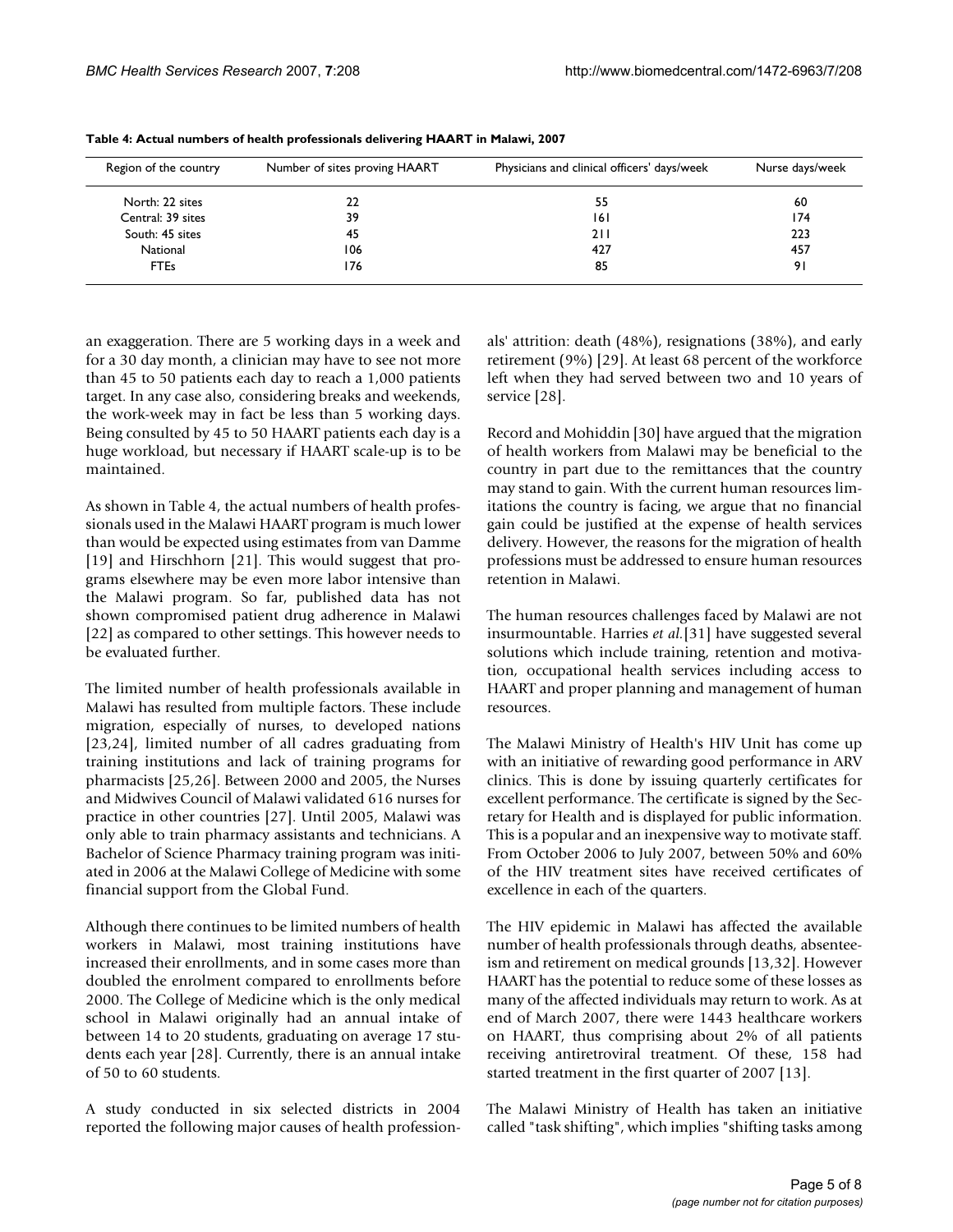**Table 4: Actual numbers of health professionals delivering HAART in Malawi, 2007**

| Region of the country | Number of sites proving HAART | Physicians and clinical officers' days/week | Nurse days/week |
| --- | --- | --- | --- |
| North: 22 sites | 22 | 55 | 60 |
| Central: 39 sites | 39 | 161 | 174 |
| South: 45 sites | 45 | 211 | 223 |
| National | 106 | 427 | 457 |
| FTEs | 176 | 85 | 91 |

an exaggeration. There are 5 working days in a week and for a 30 day month, a clinician may have to see not more than 45 to 50 patients each day to reach a 1,000 patients target. In any case also, considering breaks and weekends, the work-week may in fact be less than 5 working days. Being consulted by 45 to 50 HAART patients each day is a huge workload, but necessary if HAART scale-up is to be maintained.

As shown in Table 4, the actual numbers of health professionals used in the Malawi HAART program is much lower than would be expected using estimates from van Damme [19] and Hirschhorn [21]. This would suggest that programs elsewhere may be even more labor intensive than the Malawi program. So far, published data has not shown compromised patient drug adherence in Malawi [22] as compared to other settings. This however needs to be evaluated further.

The limited number of health professionals available in Malawi has resulted from multiple factors. These include migration, especially of nurses, to developed nations [23,24], limited number of all cadres graduating from training institutions and lack of training programs for pharmacists [25,26]. Between 2000 and 2005, the Nurses and Midwives Council of Malawi validated 616 nurses for practice in other countries [27]. Until 2005, Malawi was only able to train pharmacy assistants and technicians. A Bachelor of Science Pharmacy training program was initiated in 2006 at the Malawi College of Medicine with some financial support from the Global Fund.

Although there continues to be limited numbers of health workers in Malawi, most training institutions have increased their enrollments, and in some cases more than doubled the enrolment compared to enrollments before 2000. The College of Medicine which is the only medical school in Malawi originally had an annual intake of between 14 to 20 students, graduating on average 17 students each year [28]. Currently, there is an annual intake of 50 to 60 students.

A study conducted in six selected districts in 2004 reported the following major causes of health professionals' attrition: death (48%), resignations (38%), and early retirement (9%) [29]. At least 68 percent of the workforce left when they had served between two and 10 years of service [28].

Record and Mohiddin [30] have argued that the migration of health workers from Malawi may be beneficial to the country in part due to the remittances that the country may stand to gain. With the current human resources limitations the country is facing, we argue that no financial gain could be justified at the expense of health services delivery. However, the reasons for the migration of health professions must be addressed to ensure human resources retention in Malawi.

The human resources challenges faced by Malawi are not insurmountable. Harries *et al.*[31] have suggested several solutions which include training, retention and motivation, occupational health services including access to HAART and proper planning and management of human resources.

The Malawi Ministry of Health's HIV Unit has come up with an initiative of rewarding good performance in ARV clinics. This is done by issuing quarterly certificates for excellent performance. The certificate is signed by the Secretary for Health and is displayed for public information. This is a popular and an inexpensive way to motivate staff. From October 2006 to July 2007, between 50% and 60% of the HIV treatment sites have received certificates of excellence in each of the quarters.

The HIV epidemic in Malawi has affected the available number of health professionals through deaths, absenteeism and retirement on medical grounds [13,32]. However HAART has the potential to reduce some of these losses as many of the affected individuals may return to work. As at end of March 2007, there were 1443 healthcare workers on HAART, thus comprising about 2% of all patients receiving antiretroviral treatment. Of these, 158 had started treatment in the first quarter of 2007 [13].

The Malawi Ministry of Health has taken an initiative called "task shifting", which implies "shifting tasks among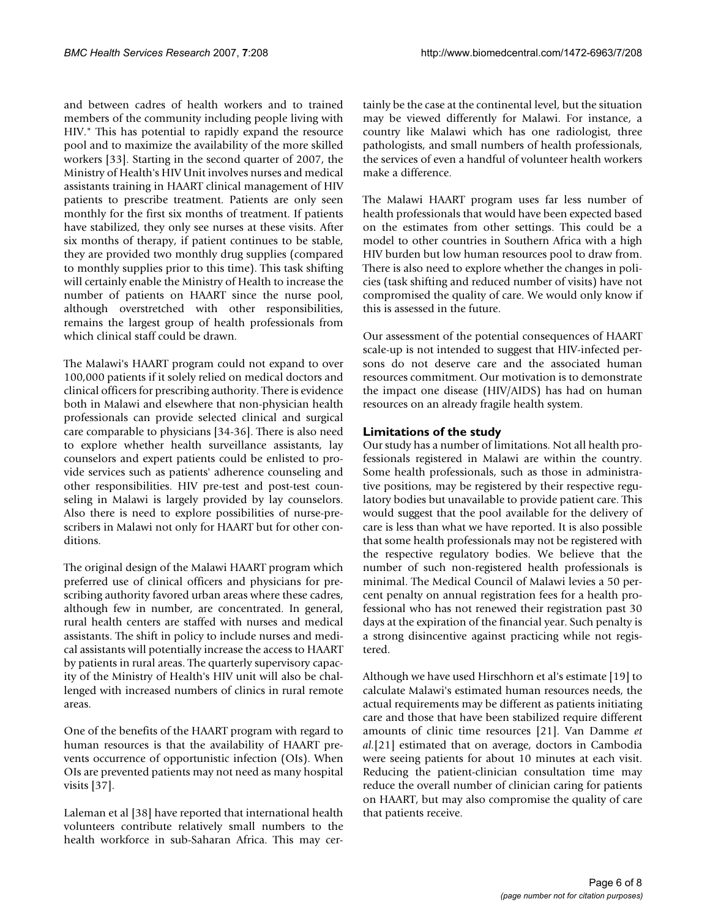and between cadres of health workers and to trained members of the community including people living with HIV." This has potential to rapidly expand the resource pool and to maximize the availability of the more skilled workers [33]. Starting in the second quarter of 2007, the Ministry of Health's HIV Unit involves nurses and medical assistants training in HAART clinical management of HIV patients to prescribe treatment. Patients are only seen monthly for the first six months of treatment. If patients have stabilized, they only see nurses at these visits. After six months of therapy, if patient continues to be stable, they are provided two monthly drug supplies (compared to monthly supplies prior to this time). This task shifting will certainly enable the Ministry of Health to increase the number of patients on HAART since the nurse pool, although overstretched with other responsibilities, remains the largest group of health professionals from which clinical staff could be drawn.

The Malawi's HAART program could not expand to over 100,000 patients if it solely relied on medical doctors and clinical officers for prescribing authority. There is evidence both in Malawi and elsewhere that non-physician health professionals can provide selected clinical and surgical care comparable to physicians [34-36]. There is also need to explore whether health surveillance assistants, lay counselors and expert patients could be enlisted to provide services such as patients' adherence counseling and other responsibilities. HIV pre-test and post-test counseling in Malawi is largely provided by lay counselors. Also there is need to explore possibilities of nurse-prescribers in Malawi not only for HAART but for other conditions.

The original design of the Malawi HAART program which preferred use of clinical officers and physicians for prescribing authority favored urban areas where these cadres, although few in number, are concentrated. In general, rural health centers are staffed with nurses and medical assistants. The shift in policy to include nurses and medical assistants will potentially increase the access to HAART by patients in rural areas. The quarterly supervisory capacity of the Ministry of Health's HIV unit will also be challenged with increased numbers of clinics in rural remote areas.

One of the benefits of the HAART program with regard to human resources is that the availability of HAART prevents occurrence of opportunistic infection (OIs). When OIs are prevented patients may not need as many hospital visits [37].

Laleman et al [38] have reported that international health volunteers contribute relatively small numbers to the health workforce in sub-Saharan Africa. This may certainly be the case at the continental level, but the situation may be viewed differently for Malawi. For instance, a country like Malawi which has one radiologist, three pathologists, and small numbers of health professionals, the services of even a handful of volunteer health workers make a difference.

The Malawi HAART program uses far less number of health professionals that would have been expected based on the estimates from other settings. This could be a model to other countries in Southern Africa with a high HIV burden but low human resources pool to draw from. There is also need to explore whether the changes in policies (task shifting and reduced number of visits) have not compromised the quality of care. We would only know if this is assessed in the future.

Our assessment of the potential consequences of HAART scale-up is not intended to suggest that HIV-infected persons do not deserve care and the associated human resources commitment. Our motivation is to demonstrate the impact one disease (HIV/AIDS) has had on human resources on an already fragile health system.

### Limitations of the study

Our study has a number of limitations. Not all health professionals registered in Malawi are within the country. Some health professionals, such as those in administrative positions, may be registered by their respective regulatory bodies but unavailable to provide patient care. This would suggest that the pool available for the delivery of care is less than what we have reported. It is also possible that some health professionals may not be registered with the respective regulatory bodies. We believe that the number of such non-registered health professionals is minimal. The Medical Council of Malawi levies a 50 percent penalty on annual registration fees for a health professional who has not renewed their registration past 30 days at the expiration of the financial year. Such penalty is a strong disincentive against practicing while not registered.

Although we have used Hirschhorn et al's estimate [19] to calculate Malawi's estimated human resources needs, the actual requirements may be different as patients initiating care and those that have been stabilized require different amounts of clinic time resources [21]. Van Damme *et al.*[21] estimated that on average, doctors in Cambodia were seeing patients for about 10 minutes at each visit. Reducing the patient-clinician consultation time may reduce the overall number of clinician caring for patients on HAART, but may also compromise the quality of care that patients receive.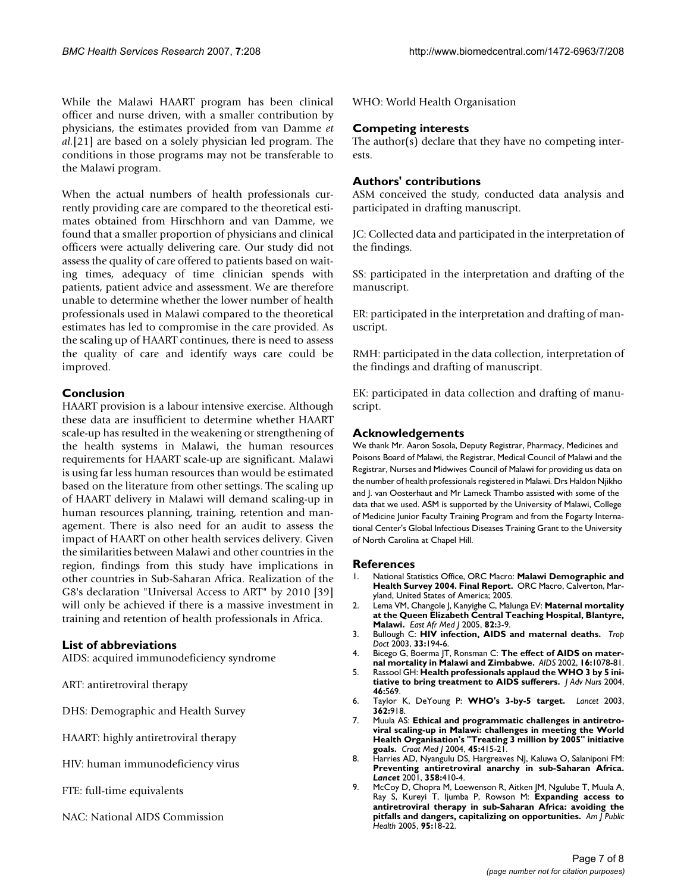While the Malawi HAART program has been clinical officer and nurse driven, with a smaller contribution by physicians, the estimates provided from van Damme *et al.*[21] are based on a solely physician led program. The conditions in those programs may not be transferable to the Malawi program.

When the actual numbers of health professionals currently providing care are compared to the theoretical estimates obtained from Hirschhorn and van Damme, we found that a smaller proportion of physicians and clinical officers were actually delivering care. Our study did not assess the quality of care offered to patients based on waiting times, adequacy of time clinician spends with patients, patient advice and assessment. We are therefore unable to determine whether the lower number of health professionals used in Malawi compared to the theoretical estimates has led to compromise in the care provided. As the scaling up of HAART continues, there is need to assess the quality of care and identify ways care could be improved.

## Conclusion

HAART provision is a labour intensive exercise. Although these data are insufficient to determine whether HAART scale-up has resulted in the weakening or strengthening of the health systems in Malawi, the human resources requirements for HAART scale-up are significant. Malawi is using far less human resources than would be estimated based on the literature from other settings. The scaling up of HAART delivery in Malawi will demand scaling-up in human resources planning, training, retention and management. There is also need for an audit to assess the impact of HAART on other health services delivery. Given the similarities between Malawi and other countries in the region, findings from this study have implications in other countries in Sub-Saharan Africa. Realization of the G8's declaration "Universal Access to ART" by 2010 [39] will only be achieved if there is a massive investment in training and retention of health professionals in Africa.

## List of abbreviations

AIDS: acquired immunodeficiency syndrome

ART: antiretroviral therapy

DHS: Demographic and Health Survey

HAART: highly antiretroviral therapy

HIV: human immunodeficiency virus

FTE: full-time equivalents

NAC: National AIDS Commission

WHO: World Health Organisation

## Competing interests

The author(s) declare that they have no competing interests.

## Authors' contributions

ASM conceived the study, conducted data analysis and participated in drafting manuscript.

JC: Collected data and participated in the interpretation of the findings.

SS: participated in the interpretation and drafting of the manuscript.

ER: participated in the interpretation and drafting of manuscript.

RMH: participated in the data collection, interpretation of the findings and drafting of manuscript.

EK: participated in data collection and drafting of manuscript.

## Acknowledgements

We thank Mr. Aaron Sosola, Deputy Registrar, Pharmacy, Medicines and Poisons Board of Malawi, the Registrar, Medical Council of Malawi and the Registrar, Nurses and Midwives Council of Malawi for providing us data on the number of health professionals registered in Malawi. Drs Haldon Njikho and J. van Oosterhaut and Mr Lameck Thambo assisted with some of the data that we used. ASM is supported by the University of Malawi, College of Medicine Junior Faculty Training Program and from the Fogarty International Center's Global Infectious Diseases Training Grant to the University of North Carolina at Chapel Hill.

## References

1. National Statistics Office, ORC Macro: **Malawi Demographic and Health Survey 2004. Final Report.** ORC Macro, Calverton, Maryland, United States of America; 2005.
2. Lema VM, Changole J, Kanyighe C, Malunga EV: **Maternal mortality at the Queen Elizabeth Central Teaching Hospital, Blantyre, Malawi.** *East Afr Med J* 2005, **82:**3-9.
3. Bullough C: **HIV infection, AIDS and maternal deaths.** *Trop Doct* 2003, **33:**194-6.
4. Bicego G, Boerma JT, Ronsman C: **The effect of AIDS on maternal mortality in Malawi and Zimbabwe.** *AIDS* 2002, **16:**1078-81.
5. Rassool GH: **Health professionals applaud the WHO 3 by 5 initiative to bring treatment to AIDS sufferers.** *J Adv Nurs* 2004, **46:**569.
6. Taylor K, DeYoung P: **WHO's 3-by-5 target.** *Lancet* 2003, **362:**918.
7. Muula AS: **Ethical and programmatic challenges in antiretroviral scaling-up in Malawi: challenges in meeting the World Health Organisation's "Treating 3 million by 2005" initiative goals.** *Croat Med J* 2004, **45:**415-21.
8. Harries AD, Nyangulu DS, Hargreaves NJ, Kaluwa O, Salaniponi FM: **Preventing antiretroviral anarchy in sub-Saharan Africa.** *Lancet* 2001, **358:**410-4.
9. McCoy D, Chopra M, Loewenson R, Aitken JM, Ngulube T, Muula A, Ray S, Kureyi T, Ijumba P, Rowson M: **Expanding access to antiretroviral therapy in sub-Saharan Africa: avoiding the pitfalls and dangers, capitalizing on opportunities.** *Am J Public Health* 2005, **95:**18-22.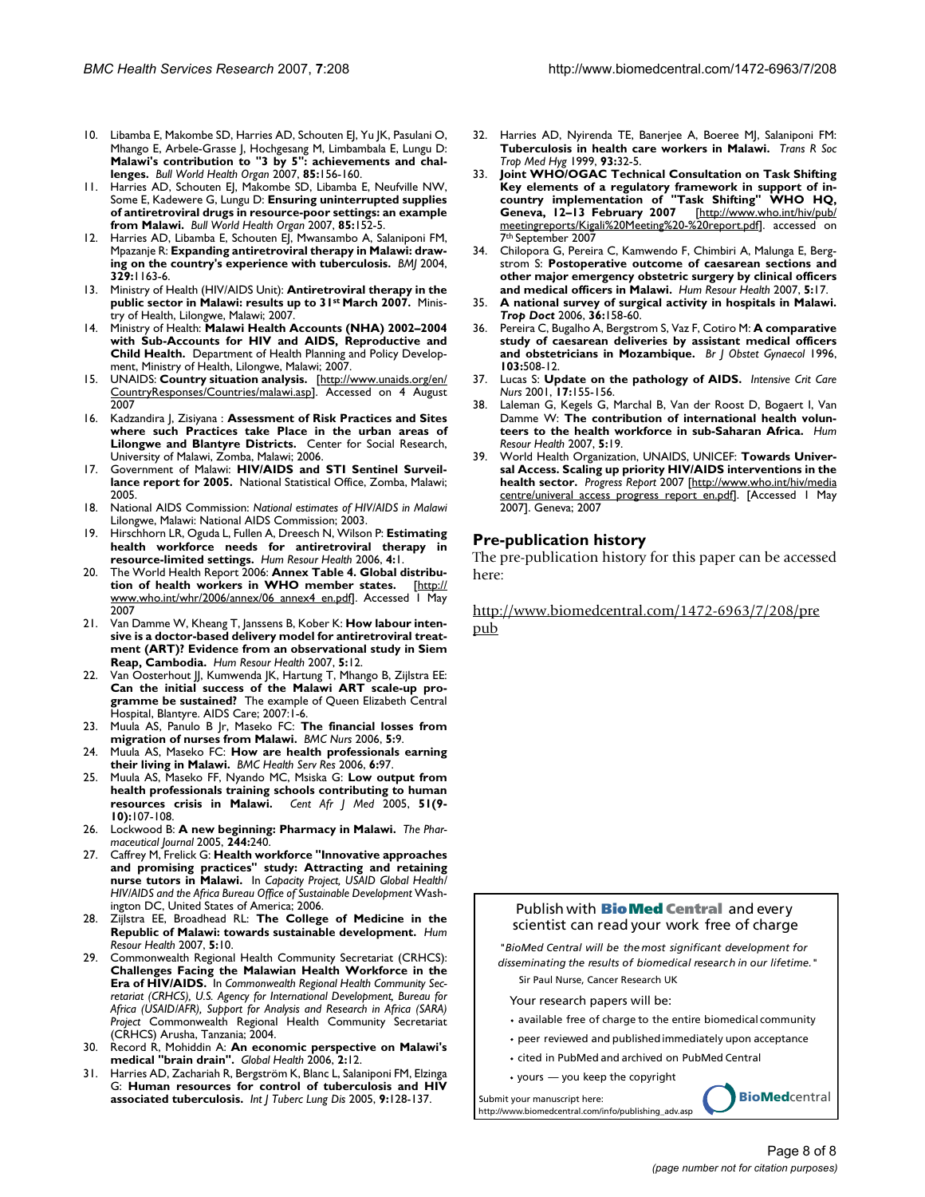10. Libamba E, Makombe SD, Harries AD, Schouten EJ, Yu JK, Pasulani O, Mhango E, Arbele-Grasse J, Hochgesang M, Limbambala E, Lungu D: **Malawi's contribution to "3 by 5": achievements and challenges.** *Bull World Health Organ* 2007, **85:**156-160.
11. Harries AD, Schouten EJ, Makombe SD, Libamba E, Neufville NW, Some E, Kadewere G, Lungu D: **Ensuring uninterrupted supplies of antiretroviral drugs in resource-poor settings: an example from Malawi.** *Bull World Health Organ* 2007, **85:**152-5.
12. Harries AD, Libamba E, Schouten EJ, Mwansambo A, Salaniponi FM, Mpazanje R: **Expanding antiretroviral therapy in Malawi: drawing on the country's experience with tuberculosis.** *BMJ* 2004, **329:**1163-6.
13. Ministry of Health (HIV/AIDS Unit): **Antiretroviral therapy in the public sector in Malawi: results up to 31st March 2007.** Ministry of Health, Lilongwe, Malawi; 2007.
14. Ministry of Health: **Malawi Health Accounts (NHA) 2002–2004 with Sub-Accounts for HIV and AIDS, Reproductive and Child Health.** Department of Health Planning and Policy Development, Ministry of Health, Lilongwe, Malawi; 2007.
15. UNAIDS: **Country situation analysis.** [http://www.unaids.org/en/CountryResponses/Countries/malawi.asp]. Accessed on 4 August 2007
16. Kadzandira J, Zisiyana : **Assessment of Risk Practices and Sites where such Practices take Place in the urban areas of Lilongwe and Blantyre Districts.** Center for Social Research, University of Malawi, Zomba, Malawi; 2006.
17. Government of Malawi: **HIV/AIDS and STI Sentinel Surveillance report for 2005.** National Statistical Office, Zomba, Malawi; 2005.
18. National AIDS Commission: *National estimates of HIV/AIDS in Malawi* Lilongwe, Malawi: National AIDS Commission; 2003.
19. Hirschhorn LR, Oguda L, Fullen A, Dreesch N, Wilson P: **Estimating health workforce needs for antiretroviral therapy in resource-limited settings.** *Hum Resour Health* 2006, **4:**1.
20. The World Health Report 2006: **Annex Table 4. Global distribution of health workers in WHO member states.** [http://www.who.int/whr/2006/annex/06_annex4_en.pdf]. Accessed 1 May 2007
21. Van Damme W, Kheang T, Janssens B, Kober K: **How labour intensive is a doctor-based delivery model for antiretroviral treatment (ART)? Evidence from an observational study in Siem Reap, Cambodia.** *Hum Resour Health* 2007, **5:**12.
22. Van Oosterhout JJ, Kumwenda JK, Hartung T, Mhango B, Zijlstra EE: **Can the initial success of the Malawi ART scale-up programme be sustained?** The example of Queen Elizabeth Central Hospital, Blantyre. AIDS Care; 2007:1-6.
23. Muula AS, Panulo B Jr, Maseko FC: **The financial losses from migration of nurses from Malawi.** *BMC Nurs* 2006, **5:**9.
24. Muula AS, Maseko FC: **How are health professionals earning their living in Malawi.** *BMC Health Serv Res* 2006, **6:**97.
25. Muula AS, Maseko FF, Nyando MC, Msiska G: **Low output from health professionals training schools contributing to human resources crisis in Malawi.** *Cent Afr J Med* 2005, **51(9-10):**107-108.
26. Lockwood B: **A new beginning: Pharmacy in Malawi.** *The Pharmaceutical Journal* 2005, **244:**240.
27. Caffrey M, Frelick G: **Health workforce "Innovative approaches and promising practices" study: Attracting and retaining nurse tutors in Malawi.** In *Capacity Project, USAID Global Health/HIV/AIDS and the Africa Bureau Office of Sustainable Development* Washington DC, United States of America; 2006.
28. Zijlstra EE, Broadhead RL: **The College of Medicine in the Republic of Malawi: towards sustainable development.** *Hum Resour Health* 2007, **5:**10.
29. Commonwealth Regional Health Community Secretariat (CRHCS): **Challenges Facing the Malawian Health Workforce in the Era of HIV/AIDS.** In *Commonwealth Regional Health Community Secretariat (CRHCS), U.S. Agency for International Development, Bureau for Africa (USAID/AFR), Support for Analysis and Research in Africa (SARA) Project* Commonwealth Regional Health Community Secretariat (CRHCS) Arusha, Tanzania; 2004.
30. Record R, Mohiddin A: **An economic perspective on Malawi's medical "brain drain".** *Global Health* 2006, **2:**12.
31. Harries AD, Zachariah R, Bergström K, Blanc L, Salaniponi FM, Elzinga G: **Human resources for control of tuberculosis and HIV associated tuberculosis.** *Int J Tuberc Lung Dis* 2005, **9:**128-137.
32. Harries AD, Nyirenda TE, Banerjee A, Boeree MJ, Salaniponi FM: **Tuberculosis in health care workers in Malawi.** *Trans R Soc Trop Med Hyg* 1999, **93:**32-5.
33. **Joint WHO/OGAC Technical Consultation on Task Shifting Key elements of a regulatory framework in support of in-country implementation of "Task Shifting" WHO HQ, Geneva, 12–13 February 2007** [http://www.who.int/hiv/pub/meetingreports/Kigali%20Meeting%20-%20report.pdf]. accessed on 7th September 2007
34. Chilopora G, Pereira C, Kamwendo F, Chimbiri A, Malunga E, Bergstrom S: **Postoperative outcome of caesarean sections and other major emergency obstetric surgery by clinical officers and medical officers in Malawi.** *Hum Resour Health* 2007, **5:**17.
35. **A national survey of surgical activity in hospitals in Malawi.** *Trop Doct* 2006, **36:**158-60.
36. Pereira C, Bugalho A, Bergstrom S, Vaz F, Cotiro M: **A comparative study of caesarean deliveries by assistant medical officers and obstetricians in Mozambique.** *Br J Obstet Gynaecol* 1996, **103:**508-12.
37. Lucas S: **Update on the pathology of AIDS.** *Intensive Crit Care Nurs* 2001, **17:**155-156.
38. Laleman G, Kegels G, Marchal B, Van der Roost D, Bogaert I, Van Damme W: **The contribution of international health volunteers to the health workforce in sub-Saharan Africa.** *Hum Resour Health* 2007, **5:**19.
39. World Health Organization, UNAIDS, UNICEF: **Towards Universal Access. Scaling up priority HIV/AIDS interventions in the health sector.** *Progress Report* 2007 [http://www.who.int/hiv/mediacentre/univeral_access_progress_report_en.pdf]. [Accessed 1 May 2007]. Geneva; 2007

## Pre-publication history

The pre-publication history for this paper can be accessed here:

http://www.biomedcentral.com/1472-6963/7/208/prepub

Publish with **BioMed Central** and every scientist can read your work free of charge

*"BioMed Central will be the most significant development for disseminating the results of biomedical research in our lifetime."*

Sir Paul Nurse, Cancer Research UK

Your research papers will be:

- available free of charge to the entire biomedical community
- peer reviewed and published immediately upon acceptance
- cited in PubMed and archived on PubMed Central
- yours — you keep the copyright

Submit your manuscript here:
http://www.biomedcentral.com/info/publishing_adv.asp

BioMedcentral